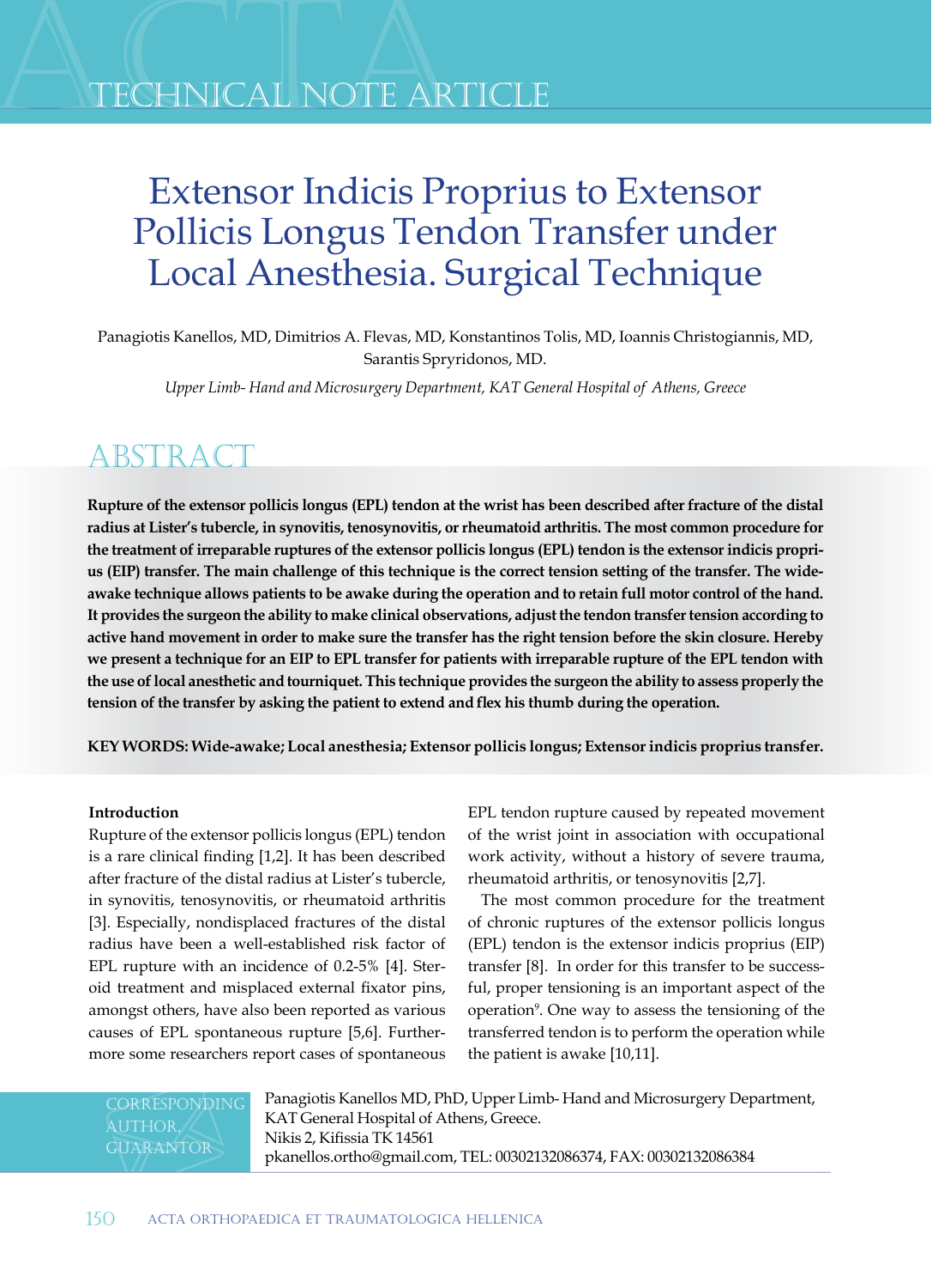# Extensor Indicis Proprius to Extensor Pollicis Longus Tendon Transfer under Local Anesthesia. Surgical Technique

Panagiotis Kanellos, MD, Dimitrios A. Flevas, MD, Konstantinos Tolis, MD, Ioannis Christogiannis, MD, Sarantis Spryridonos, MD.

*Upper Limb- Hand and Microsurgery Department, KAT General Hospital of Athens, Greece*

## ABSTRACT

**Rupture of the extensor pollicis longus (EPL) tendon at the wrist has been described after fracture of the distal radius at Lister's tubercle, in synovitis, tenosynovitis, or rheumatoid arthritis. The most common procedure for the treatment of irreparable ruptures of the extensor pollicis longus (EPL) tendon is the extensor indicis proprius (EIP) transfer. The main challenge of this technique is the correct tension setting of the transfer. The wide-awake technique allows patients to be awake during the operation and to retain full motor control of the hand. It provides the surgeon the ability to make clinical observations, adjust the tendon transfer tension according to active hand movement in order to make sure the transfer has the right tension before the skin closure. Hereby we present a technique for an EIP to EPL transfer for patients with irreparable rupture of the EPL tendon with the use of local anesthetic and tourniquet. This technique provides the surgeon the ability to assess properly the tension of the transfer by asking the patient to extend and flex his thumb during the operation.**

**KEY WORDS: Wide-awake; Local anesthesia; Extensor pollicis longus; Extensor indicis proprius transfer.**

### Introduction

Rupture of the extensor pollicis longus (EPL) tendon is a rare clinical finding [1,2]. It has been described after fracture of the distal radius at Lister's tubercle, in synovitis, tenosynovitis, or rheumatoid arthritis [3]. Especially, nondisplaced fractures of the distal radius have been a well-established risk factor of EPL rupture with an incidence of 0.2-5% [4]. Steroid treatment and misplaced external fixator pins, amongst others, have also been reported as various causes of EPL spontaneous rupture [5,6]. Furthermore some researchers report cases of spontaneous EPL tendon rupture caused by repeated movement of the wrist joint in association with occupational work activity, without a history of severe trauma, rheumatoid arthritis, or tenosynovitis [2,7].

The most common procedure for the treatment of chronic ruptures of the extensor pollicis longus (EPL) tendon is the extensor indicis proprius (EIP) transfer [8]. In order for this transfer to be successful, proper tensioning is an important aspect of the operation[9]. One way to assess the tensioning of the transferred tendon is to perform the operation while the patient is awake [10,11].

**CORRESPONDING AUTHOR, GUARANTOR**

Panagiotis Kanellos MD, PhD, Upper Limb- Hand and Microsurgery Department, KAT General Hospital of Athens, Greece.
Nikis 2, Kifissia TK 14561
pkanellos.ortho@gmail.com, TEL: 00302132086374, FAX: 00302132086384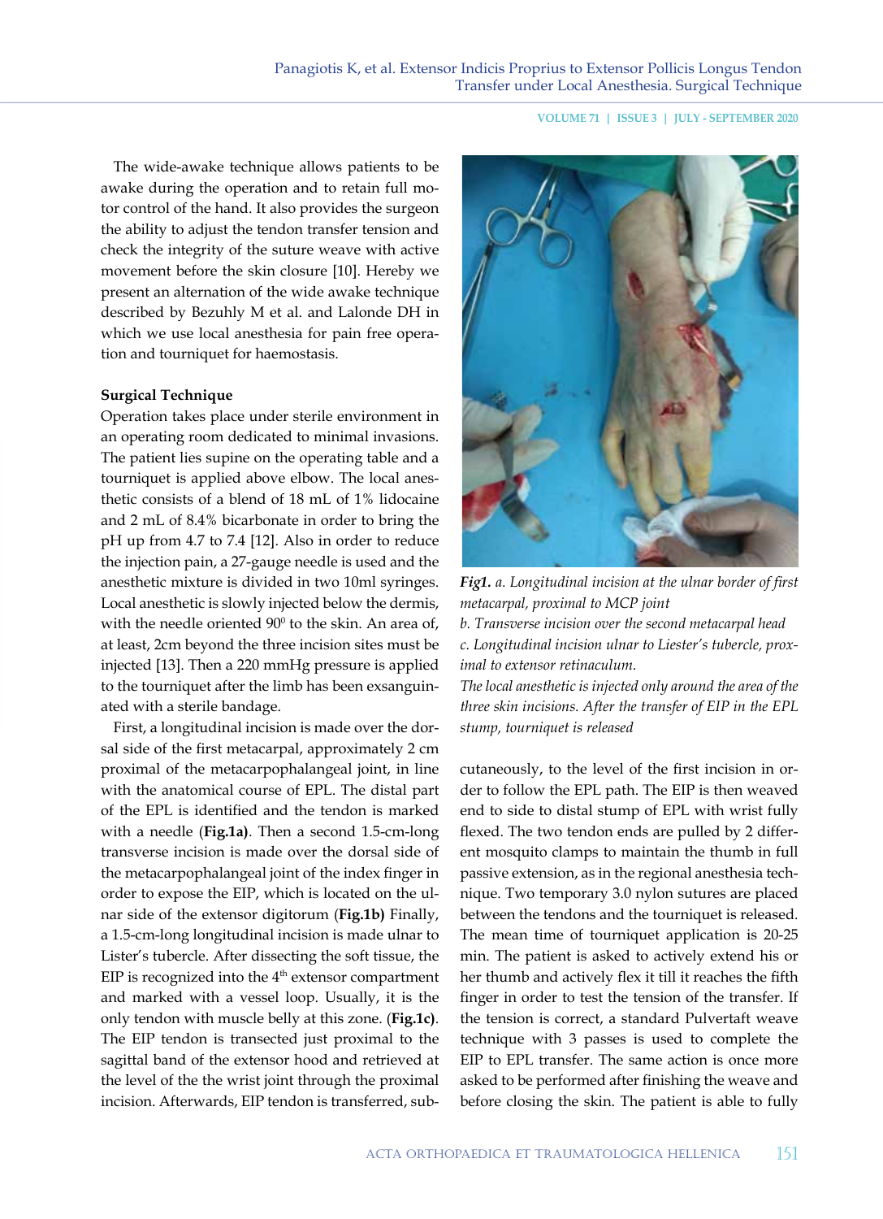The wide-awake technique allows patients to be awake during the operation and to retain full motor control of the hand. It also provides the surgeon the ability to adjust the tendon transfer tension and check the integrity of the suture weave with active movement before the skin closure [10]. Hereby we present an alternation of the wide awake technique described by Bezuhly M et al. and Lalonde DH in which we use local anesthesia for pain free operation and tourniquet for haemostasis.

**Surgical Technique**

Operation takes place under sterile environment in an operating room dedicated to minimal invasions. The patient lies supine on the operating table and a tourniquet is applied above elbow. The local anesthetic consists of a blend of 18 mL of 1% lidocaine and 2 mL of 8.4% bicarbonate in order to bring the pH up from 4.7 to 7.4 [12]. Also in order to reduce the injection pain, a 27-gauge needle is used and the anesthetic mixture is divided in two 10ml syringes. Local anesthetic is slowly injected below the dermis, with the needle oriented $90^0$ to the skin. An area of, at least, 2cm beyond the three incision sites must be injected [13]. Then a 220 mmHg pressure is applied to the tourniquet after the limb has been exsanguinated with a sterile bandage.

First, a longitudinal incision is made over the dorsal side of the first metacarpal, approximately 2 cm proximal of the metacarpophalangeal joint, in line with the anatomical course of EPL. The distal part of the EPL is identified and the tendon is marked with a needle (**Fig.1a)**. Then a second 1.5-cm-long transverse incision is made over the dorsal side of the metacarpophalangeal joint of the index finger in order to expose the EIP, which is located on the ulnar side of the extensor digitorum (**Fig.1b)** Finally, a 1.5-cm-long longitudinal incision is made ulnar to Lister's tubercle. After dissecting the soft tissue, the EIP is recognized into the 4th extensor compartment and marked with a vessel loop. Usually, it is the only tendon with muscle belly at this zone. (**Fig.1c)**. The EIP tendon is transected just proximal to the sagittal band of the extensor hood and retrieved at the level of the the wrist joint through the proximal incision. Afterwards, EIP tendon is transferred, subcutaneously, to the level of the first incision in order to follow the EPL path. The EIP is then weaved end to side to distal stump of EPL with wrist fully flexed. The two tendon ends are pulled by 2 different mosquito clamps to maintain the thumb in full passive extension, as in the regional anesthesia technique. Two temporary 3.0 nylon sutures are placed between the tendons and the tourniquet is released. The mean time of tourniquet application is 20-25 min. The patient is asked to actively extend his or her thumb and actively flex it till it reaches the fifth finger in order to test the tension of the transfer. If the tension is correct, a standard Pulvertaft weave technique with 3 passes is used to complete the EIP to EPL transfer. The same action is once more asked to be performed after finishing the weave and before closing the skin. The patient is able to fully

***Fig1.*** *a. Longitudinal incision at the ulnar border of first metacarpal, proximal to MCP joint*
*b. Transverse incision over the second metacarpal head*
*c. Longitudinal incision ulnar to Liester's tubercle, proximal to extensor retinaculum.*
*The local anesthetic is injected only around the area of the three skin incisions. After the transfer of EIP in the EPL stump, tourniquet is released*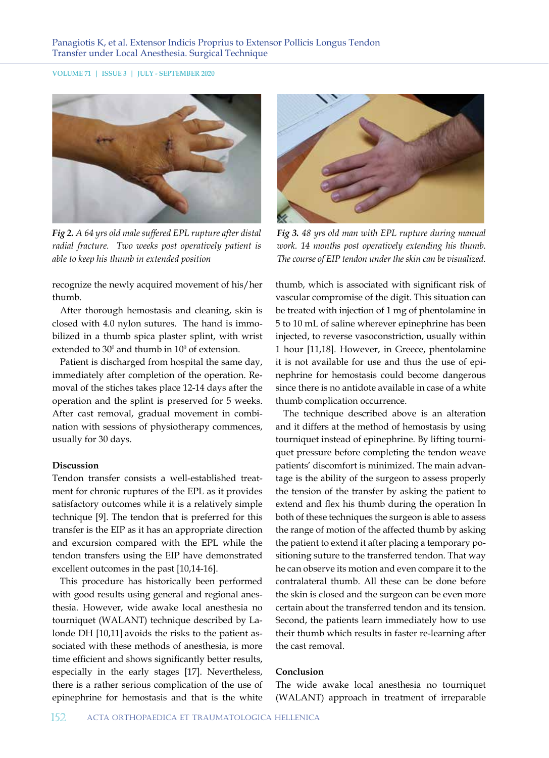*Fig 2. A 64 yrs old male suffered EPL rupture after distal radial fracture. Two weeks post operatively patient is able to keep his thumb in extended position*

*Fig 3. 48 yrs old man with EPL rupture during manual work. 14 months post operatively extending his thumb. The course of EIP tendon under the skin can be visualized.*

recognize the newly acquired movement of his/her thumb.

After thorough hemostasis and cleaning, skin is closed with 4.0 nylon sutures. The hand is immobilized in a thumb spica plaster splint, with wrist extended to $30^0$ and thumb in $10^0$ of extension.

Patient is discharged from hospital the same day, immediately after completion of the operation. Removal of the stiches takes place 12-14 days after the operation and the splint is preserved for 5 weeks. After cast removal, gradual movement in combination with sessions of physiotherapy commences, usually for 30 days.

**Discussion**

Tendon transfer consists a well-established treatment for chronic ruptures of the EPL as it provides satisfactory outcomes while it is a relatively simple technique [9]. The tendon that is preferred for this transfer is the EIP as it has an appropriate direction and excursion compared with the EPL while the tendon transfers using the EIP have demonstrated excellent outcomes in the past [10,14-16].

This procedure has historically been performed with good results using general and regional anesthesia. However, wide awake local anesthesia no tourniquet (WALANT) technique described by Lalonde DH [10,11] avoids the risks to the patient associated with these methods of anesthesia, is more time efficient and shows significantly better results, especially in the early stages [17]. Nevertheless, there is a rather serious complication of the use of epinephrine for hemostasis and that is the white thumb, which is associated with significant risk of vascular compromise of the digit. This situation can be treated with injection of 1 mg of phentolamine in 5 to 10 mL of saline wherever epinephrine has been injected, to reverse vasoconstriction, usually within 1 hour [11,18]. However, in Greece, phentolamine it is not available for use and thus the use of epinephrine for hemostasis could become dangerous since there is no antidote available in case of a white thumb complication occurrence.

The technique described above is an alteration and it differs at the method of hemostasis by using tourniquet instead of epinephrine. By lifting tourniquet pressure before completing the tendon weave patients' discomfort is minimized. The main advantage is the ability of the surgeon to assess properly the tension of the transfer by asking the patient to extend and flex his thumb during the operation In both of these techniques the surgeon is able to assess the range of motion of the affected thumb by asking the patient to extend it after placing a temporary positioning suture to the transferred tendon. That way he can observe its motion and even compare it to the contralateral thumb. All these can be done before the skin is closed and the surgeon can be even more certain about the transferred tendon and its tension. Second, the patients learn immediately how to use their thumb which results in faster re-learning after the cast removal.

**Conclusion**

The wide awake local anesthesia no tourniquet (WALANT) approach in treatment of irreparable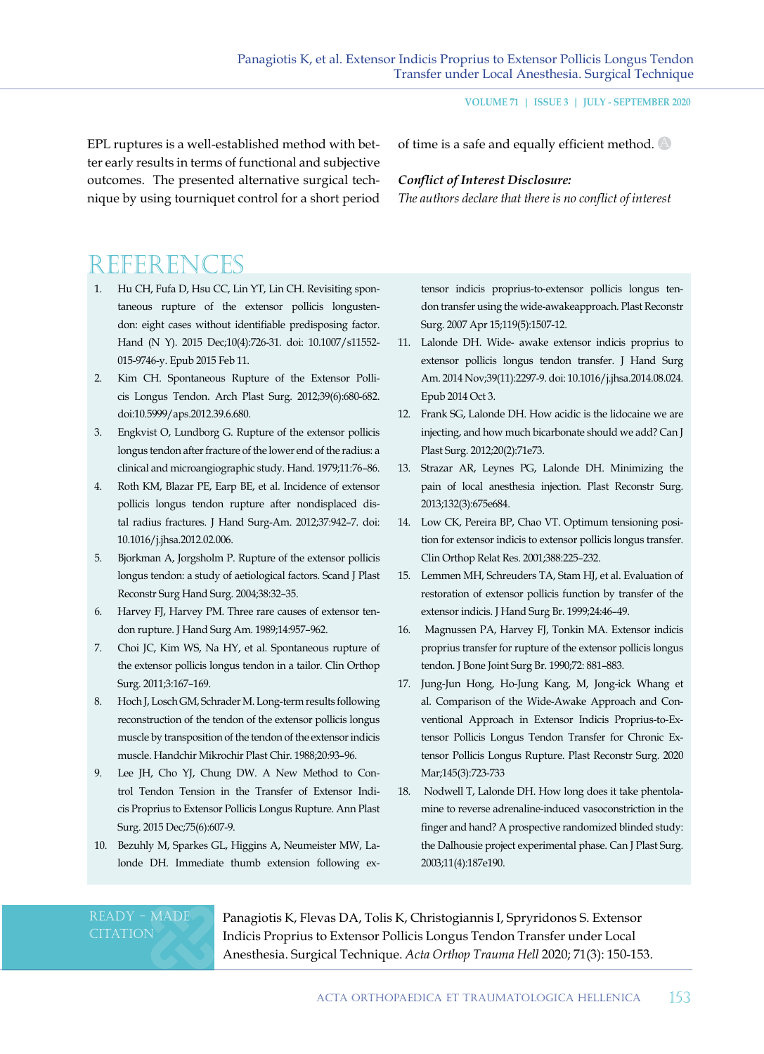EPL ruptures is a well-established method with better early results in terms of functional and subjective outcomes. The presented alternative surgical technique by using tourniquet control for a short period of time is a safe and equally efficient method.

***Conflict of Interest Disclosure:***

*The authors declare that there is no conflict of interest*

# REFERENCES

1. Hu CH, Fufa D, Hsu CC, Lin YT, Lin CH. Revisiting spontaneous rupture of the extensor pollicis longustendon: eight cases without identifiable predisposing factor. Hand (N Y). 2015 Dec;10(4):726-31. doi: 10.1007/s11552-015-9746-y. Epub 2015 Feb 11.
2. Kim CH. Spontaneous Rupture of the Extensor Pollicis Longus Tendon. Arch Plast Surg. 2012;39(6):680-682. doi:10.5999/aps.2012.39.6.680.
3. Engkvist O, Lundborg G. Rupture of the extensor pollicis longus tendon after fracture of the lower end of the radius: a clinical and microangiographic study. Hand. 1979;11:76–86.
4. Roth KM, Blazar PE, Earp BE, et al. Incidence of extensor pollicis longus tendon rupture after nondisplaced distal radius fractures. J Hand Surg-Am. 2012;37:942–7. doi: 10.1016/j.jhsa.2012.02.006.
5. Bjorkman A, Jorgsholm P. Rupture of the extensor pollicis longus tendon: a study of aetiological factors. Scand J Plast Reconstr Surg Hand Surg. 2004;38:32–35.
6. Harvey FJ, Harvey PM. Three rare causes of extensor tendon rupture. J Hand Surg Am. 1989;14:957–962.
7. Choi JC, Kim WS, Na HY, et al. Spontaneous rupture of the extensor pollicis longus tendon in a tailor. Clin Orthop Surg. 2011;3:167–169.
8. Hoch J, Losch GM, Schrader M. Long-term results following reconstruction of the tendon of the extensor pollicis longus muscle by transposition of the tendon of the extensor indicis muscle. Handchir Mikrochir Plast Chir. 1988;20:93–96.
9. Lee JH, Cho YJ, Chung DW. A New Method to Control Tendon Tension in the Transfer of Extensor Indicis Proprius to Extensor Pollicis Longus Rupture. Ann Plast Surg. 2015 Dec;75(6):607-9.
10. Bezuhly M, Sparkes GL, Higgins A, Neumeister MW, Lalonde DH. Immediate thumb extension following extensor indicis proprius-to-extensor pollicis longus tendon transfer using the wide-awakeapproach. Plast Reconstr Surg. 2007 Apr 15;119(5):1507-12.
11. Lalonde DH. Wide- awake extensor indicis proprius to extensor pollicis longus tendon transfer. J Hand Surg Am. 2014 Nov;39(11):2297-9. doi: 10.1016/j.jhsa.2014.08.024. Epub 2014 Oct 3.
12. Frank SG, Lalonde DH. How acidic is the lidocaine we are injecting, and how much bicarbonate should we add? Can J Plast Surg. 2012;20(2):71e73.
13. Strazar AR, Leynes PG, Lalonde DH. Minimizing the pain of local anesthesia injection. Plast Reconstr Surg. 2013;132(3):675e684.
14. Low CK, Pereira BP, Chao VT. Optimum tensioning position for extensor indicis to extensor pollicis longus transfer. Clin Orthop Relat Res. 2001;388:225–232.
15. Lemmen MH, Schreuders TA, Stam HJ, et al. Evaluation of restoration of extensor pollicis function by transfer of the extensor indicis. J Hand Surg Br. 1999;24:46–49.
16. Magnussen PA, Harvey FJ, Tonkin MA. Extensor indicis proprius transfer for rupture of the extensor pollicis longus tendon. J Bone Joint Surg Br. 1990;72: 881–883.
17. Jung-Jun Hong, Ho-Jung Kang, M, Jong-ick Whang et al. Comparison of the Wide-Awake Approach and Conventional Approach in Extensor Indicis Proprius-to-Extensor Pollicis Longus Tendon Transfer for Chronic Extensor Pollicis Longus Rupture. Plast Reconstr Surg. 2020 Mar;145(3):723-733
18. Nodwell T, Lalonde DH. How long does it take phentolamine to reverse adrenaline-induced vasoconstriction in the finger and hand? A prospective randomized blinded study: the Dalhousie project experimental phase. Can J Plast Surg. 2003;11(4):187e190.

READY - MADE CITATION

Panagiotis K, Flevas DA, Tolis K, Christogiannis I, Spryridonos S. Extensor Indicis Proprius to Extensor Pollicis Longus Tendon Transfer under Local Anesthesia. Surgical Technique. *Acta Orthop Trauma Hell* 2020; 71(3): 150-153.